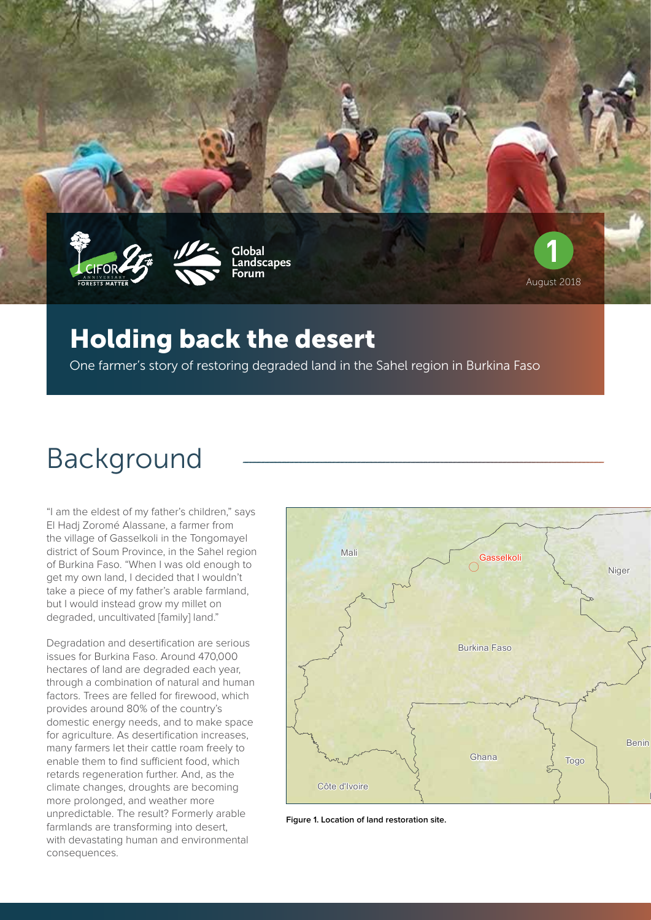1

August 2018

# Holding back the desert

One farmer's story of restoring degraded land in the Sahel region in Burkina Faso

## Background

"I am the eldest of my father's children," says El Hadj Zoromé Alassane, a farmer from the village of Gasselkoli in the Tongomayel district of Soum Province, in the Sahel region of Burkina Faso. "When I was old enough to get my own land, I decided that I wouldn't take a piece of my father's arable farmland, but I would instead grow my millet on degraded, uncultivated [family] land."

Degradation and desertification are serious issues for Burkina Faso. Around 470,000 hectares of land are degraded each year, through a combination of natural and human factors. Trees are felled for firewood, which provides around 80% of the country's domestic energy needs, and to make space for agriculture. As desertification increases, many farmers let their cattle roam freely to enable them to find sufficient food, which retards regeneration further. And, as the climate changes, droughts are becoming more prolonged, and weather more unpredictable. The result? Formerly arable farmlands are transforming into desert, with devastating human and environmental consequences.

**Figure 1. Location of land restoration site.**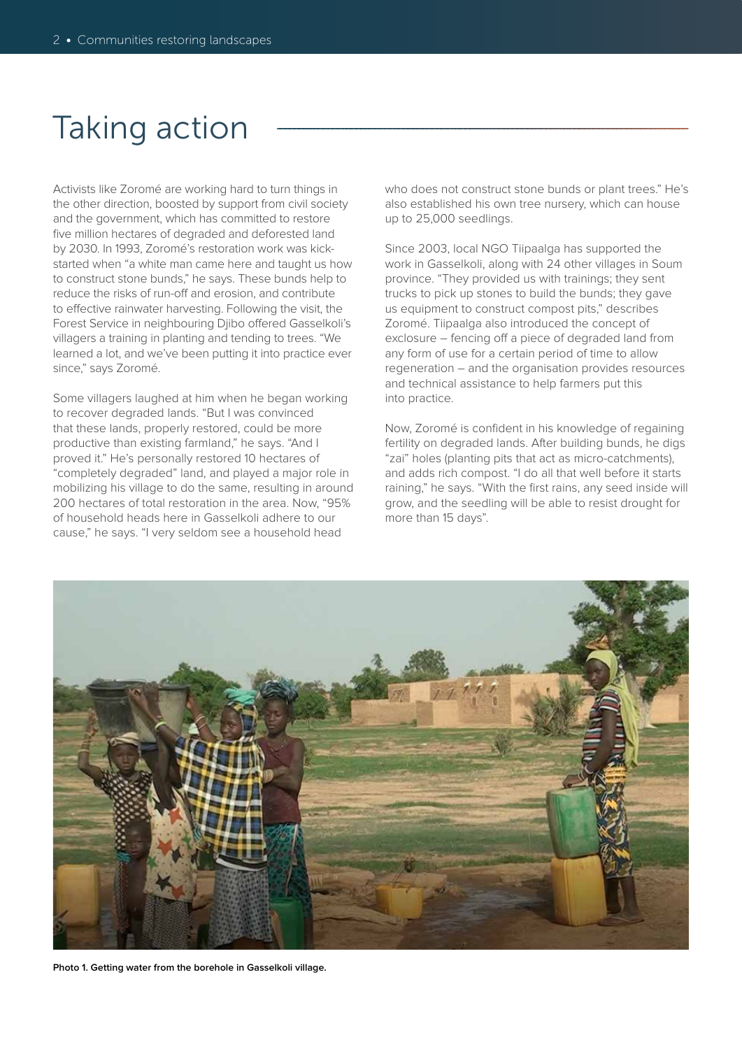# Taking action

Activists like Zoromé are working hard to turn things in the other direction, boosted by support from civil society and the government, which has committed to restore five million hectares of degraded and deforested land by 2030. In 1993, Zoromé's restoration work was kick-started when "a white man came here and taught us how to construct stone bunds," he says. These bunds help to reduce the risks of run-off and erosion, and contribute to effective rainwater harvesting. Following the visit, the Forest Service in neighbouring Djibo offered Gasselkoli's villagers a training in planting and tending to trees. "We learned a lot, and we've been putting it into practice ever since," says Zoromé.

Some villagers laughed at him when he began working to recover degraded lands. "But I was convinced that these lands, properly restored, could be more productive than existing farmland," he says. "And I proved it." He's personally restored 10 hectares of "completely degraded" land, and played a major role in mobilizing his village to do the same, resulting in around 200 hectares of total restoration in the area. Now, "95% of household heads here in Gasselkoli adhere to our cause," he says. "I very seldom see a household head who does not construct stone bunds or plant trees." He's also established his own tree nursery, which can house up to 25,000 seedlings.

Since 2003, local NGO Tiipaalga has supported the work in Gasselkoli, along with 24 other villages in Soum province. "They provided us with trainings; they sent trucks to pick up stones to build the bunds; they gave us equipment to construct compost pits," describes Zoromé. Tiipaalga also introduced the concept of exclosure – fencing off a piece of degraded land from any form of use for a certain period of time to allow regeneration – and the organisation provides resources and technical assistance to help farmers put this into practice.

Now, Zoromé is confident in his knowledge of regaining fertility on degraded lands. After building bunds, he digs "zai" holes (planting pits that act as micro-catchments), and adds rich compost. "I do all that well before it starts raining," he says. "With the first rains, any seed inside will grow, and the seedling will be able to resist drought for more than 15 days".

**Photo 1. Getting water from the borehole in Gasselkoli village.**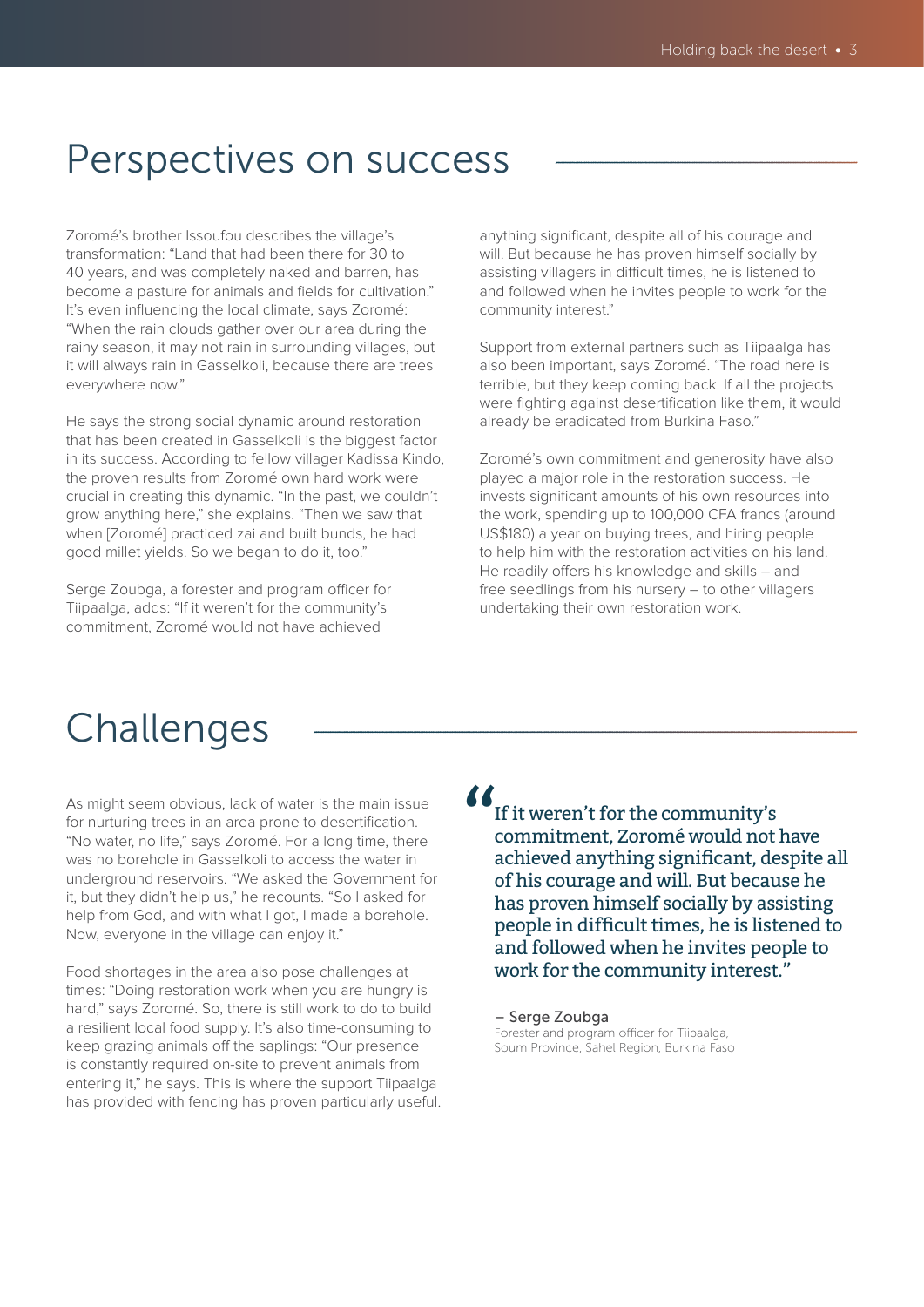# Perspectives on success

Zoromé's brother Issoufou describes the village's transformation: "Land that had been there for 30 to 40 years, and was completely naked and barren, has become a pasture for animals and fields for cultivation." It's even influencing the local climate, says Zoromé: "When the rain clouds gather over our area during the rainy season, it may not rain in surrounding villages, but it will always rain in Gasselkoli, because there are trees everywhere now."

He says the strong social dynamic around restoration that has been created in Gasselkoli is the biggest factor in its success. According to fellow villager Kadissa Kindo, the proven results from Zoromé own hard work were crucial in creating this dynamic. "In the past, we couldn't grow anything here," she explains. "Then we saw that when [Zoromé] practiced zai and built bunds, he had good millet yields. So we began to do it, too."

Serge Zoubga, a forester and program officer for Tiipaalga, adds: "If it weren't for the community's commitment, Zoromé would not have achieved anything significant, despite all of his courage and will. But because he has proven himself socially by assisting villagers in difficult times, he is listened to and followed when he invites people to work for the community interest."

Support from external partners such as Tiipaalga has also been important, says Zoromé. "The road here is terrible, but they keep coming back. If all the projects were fighting against desertification like them, it would already be eradicated from Burkina Faso."

Zoromé's own commitment and generosity have also played a major role in the restoration success. He invests significant amounts of his own resources into the work, spending up to 100,000 CFA francs (around US$180) a year on buying trees, and hiring people to help him with the restoration activities on his land. He readily offers his knowledge and skills – and free seedlings from his nursery – to other villagers undertaking their own restoration work.

# Challenges

As might seem obvious, lack of water is the main issue for nurturing trees in an area prone to desertification. "No water, no life," says Zoromé. For a long time, there was no borehole in Gasselkoli to access the water in underground reservoirs. "We asked the Government for it, but they didn't help us," he recounts. "So I asked for help from God, and with what I got, I made a borehole. Now, everyone in the village can enjoy it."

Food shortages in the area also pose challenges at times: "Doing restoration work when you are hungry is hard," says Zoromé. So, there is still work to do to build a resilient local food supply. It's also time-consuming to keep grazing animals off the saplings: "Our presence is constantly required on-site to prevent animals from entering it," he says. This is where the support Tiipaalga has provided with fencing has proven particularly useful.

> "If it weren't for the community's commitment, Zoromé would not have achieved anything significant, despite all of his courage and will. But because he has proven himself socially by assisting people in difficult times, he is listened to and followed when he invites people to work for the community interest."
>
> – Serge Zoubga
> Forester and program officer for Tiipaalga, Soum Province, Sahel Region, Burkina Faso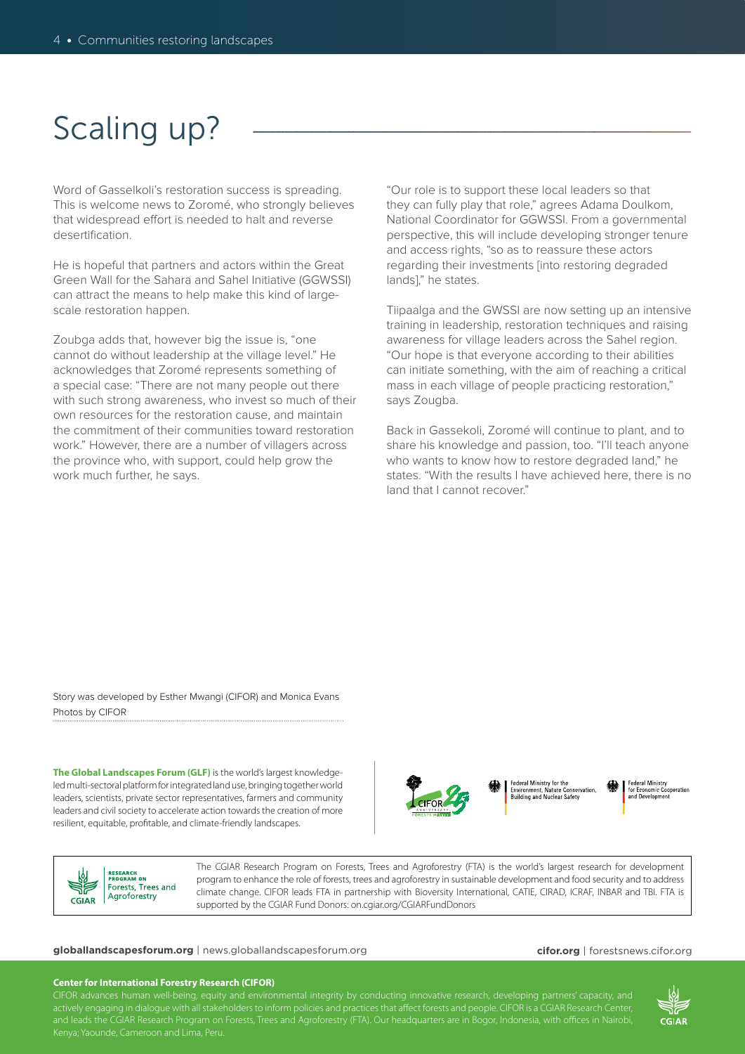# Scaling up?

Word of Gasselkoli's restoration success is spreading. This is welcome news to Zoromé, who strongly believes that widespread effort is needed to halt and reverse desertification.

He is hopeful that partners and actors within the Great Green Wall for the Sahara and Sahel Initiative (GGWSSI) can attract the means to help make this kind of large-scale restoration happen.

Zoubga adds that, however big the issue is, "one cannot do without leadership at the village level." He acknowledges that Zoromé represents something of a special case: "There are not many people out there with such strong awareness, who invest so much of their own resources for the restoration cause, and maintain the commitment of their communities toward restoration work." However, there are a number of villagers across the province who, with support, could help grow the work much further, he says.

"Our role is to support these local leaders so that they can fully play that role," agrees Adama Doulkom, National Coordinator for GGWSSI. From a governmental perspective, this will include developing stronger tenure and access rights, "so as to reassure these actors regarding their investments [into restoring degraded lands]," he states.

Tiipaalga and the GWSSI are now setting up an intensive training in leadership, restoration techniques and raising awareness for village leaders across the Sahel region. "Our hope is that everyone according to their abilities can initiate something, with the aim of reaching a critical mass in each village of people practicing restoration," says Zougba.

Back in Gassekoli, Zoromé will continue to plant, and to share his knowledge and passion, too. "I'll teach anyone who wants to know how to restore degraded land," he states. "With the results I have achieved here, there is no land that I cannot recover."

Story was developed by Esther Mwangi (CIFOR) and Monica Evans
Photos by CIFOR

**The Global Landscapes Forum (GLF)** is the world's largest knowledge-led multi-sectoral platform for integrated land use, bringing together world leaders, scientists, private sector representatives, farmers and community leaders and civil society to accelerate action towards the creation of more resilient, equitable, profitable, and climate-friendly landscapes.

CIFOR 25 Anniversary — Forests Matter

Federal Ministry for the Environment, Nature Conservation, Building and Nuclear Safety

Federal Ministry for Economic Cooperation and Development

Research Program on Forests, Trees and Agroforestry — CGIAR

The CGIAR Research Program on Forests, Trees and Agroforestry (FTA) is the world's largest research for development program to enhance the role of forests, trees and agroforestry in sustainable development and food security and to address climate change. CIFOR leads FTA in partnership with Bioversity International, CATIE, CIRAD, ICRAF, INBAR and TBI. FTA is supported by the CGIAR Fund Donors: on.cgiar.org/CGIARFundDonors

**globallandscapesforum.org** | news.globallandscapesforum.org

**cifor.org** | forestsnews.cifor.org

**Center for International Forestry Research (CIFOR)**
CIFOR advances human well-being, equity and environmental integrity by conducting innovative research, developing partners' capacity, and actively engaging in dialogue with all stakeholders to inform policies and practices that affect forests and people. CIFOR is a CGIAR Research Center, and leads the CGIAR Research Program on Forests, Trees and Agroforestry (FTA). Our headquarters are in Bogor, Indonesia, with offices in Nairobi, Kenya; Yaounde, Cameroon and Lima, Peru.